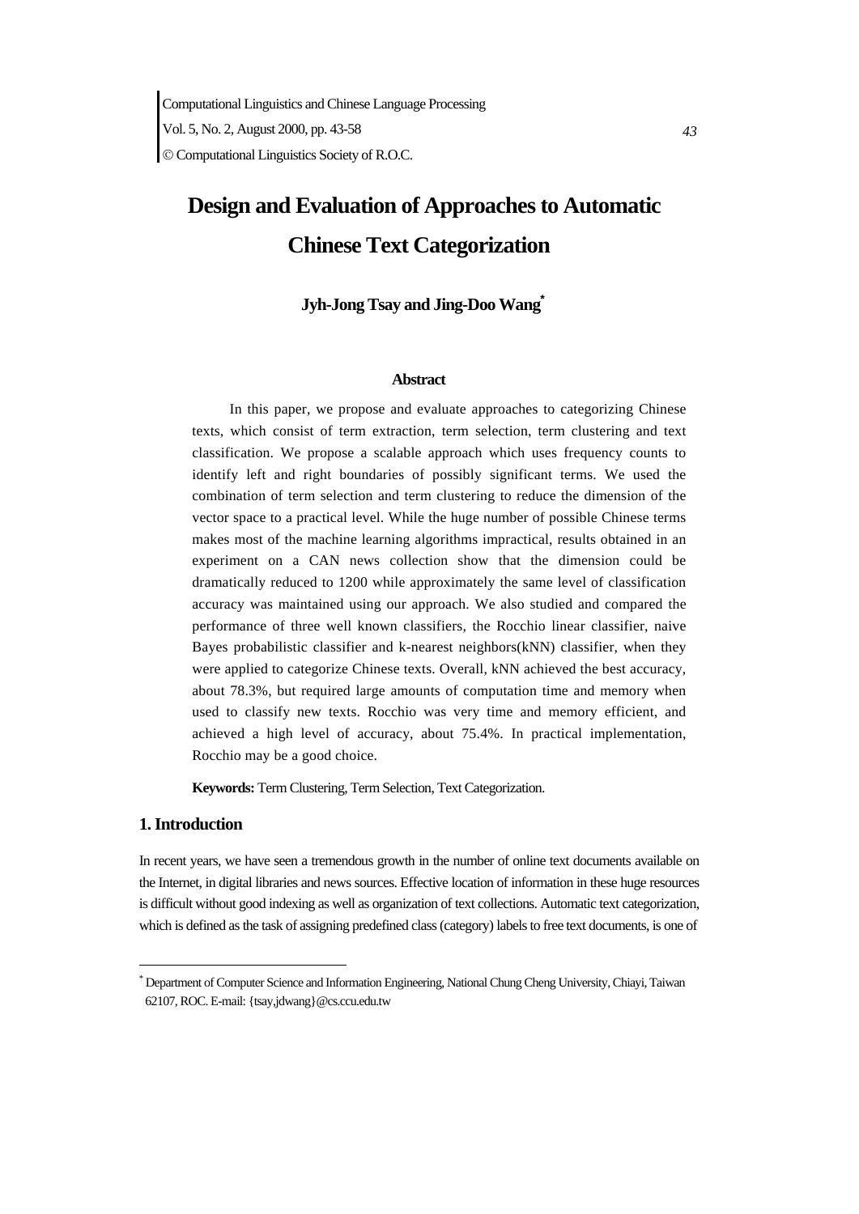# Design and Evaluation of Approaches to Automatic Chinese Text Categorization

**Jyh-Jong Tsay and Jing-Doo Wang***

### Abstract

In this paper, we propose and evaluate approaches to categorizing Chinese texts, which consist of term extraction, term selection, term clustering and text classification. We propose a scalable approach which uses frequency counts to identify left and right boundaries of possibly significant terms. We used the combination of term selection and term clustering to reduce the dimension of the vector space to a practical level. While the huge number of possible Chinese terms makes most of the machine learning algorithms impractical, results obtained in an experiment on a CAN news collection show that the dimension could be dramatically reduced to 1200 while approximately the same level of classification accuracy was maintained using our approach. We also studied and compared the performance of three well known classifiers, the Rocchio linear classifier, naive Bayes probabilistic classifier and k-nearest neighbors(kNN) classifier, when they were applied to categorize Chinese texts. Overall, kNN achieved the best accuracy, about 78.3%, but required large amounts of computation time and memory when used to classify new texts. Rocchio was very time and memory efficient, and achieved a high level of accuracy, about 75.4%. In practical implementation, Rocchio may be a good choice.

**Keywords:** Term Clustering, Term Selection, Text Categorization.

## 1. Introduction

In recent years, we have seen a tremendous growth in the number of online text documents available on the Internet, in digital libraries and news sources. Effective location of information in these huge resources is difficult without good indexing as well as organization of text collections. Automatic text categorization, which is defined as the task of assigning predefined class (category) labels to free text documents, is one of

---

* Department of Computer Science and Information Engineering, National Chung Cheng University, Chiayi, Taiwan 62107, ROC. E-mail: {tsay,jdwang}@cs.ccu.edu.tw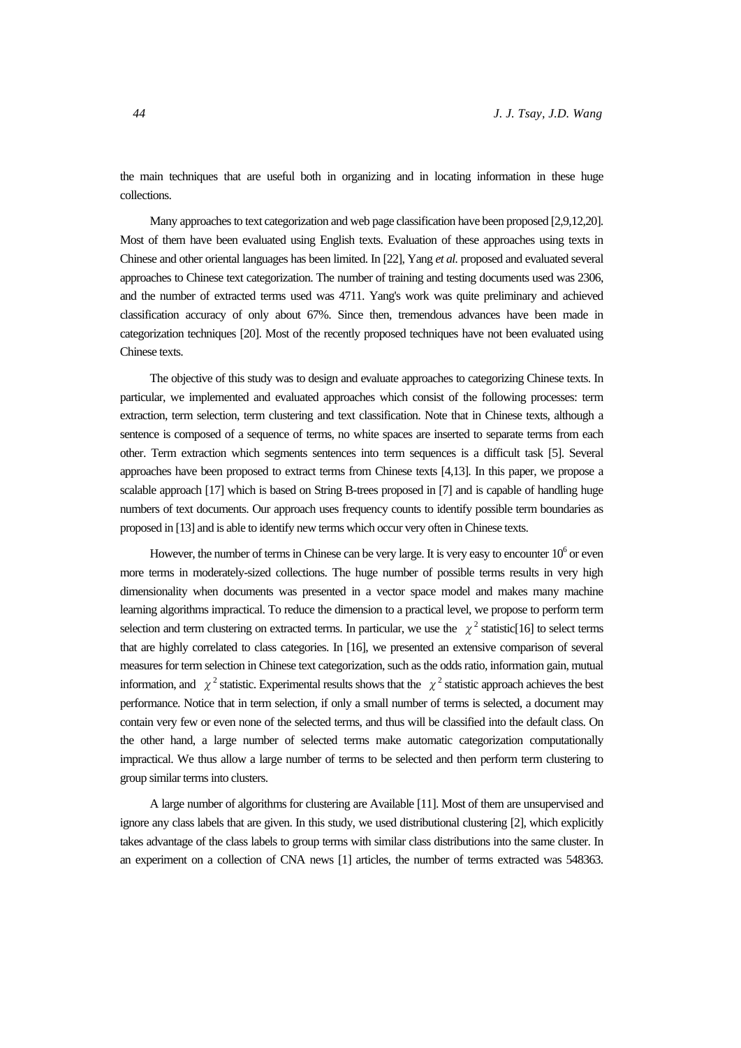the main techniques that are useful both in organizing and in locating information in these huge collections.

Many approaches to text categorization and web page classification have been proposed [2,9,12,20]. Most of them have been evaluated using English texts. Evaluation of these approaches using texts in Chinese and other oriental languages has been limited. In [22], Yang *et al.* proposed and evaluated several approaches to Chinese text categorization. The number of training and testing documents used was 2306, and the number of extracted terms used was 4711. Yang's work was quite preliminary and achieved classification accuracy of only about 67%. Since then, tremendous advances have been made in categorization techniques [20]. Most of the recently proposed techniques have not been evaluated using Chinese texts.

The objective of this study was to design and evaluate approaches to categorizing Chinese texts. In particular, we implemented and evaluated approaches which consist of the following processes: term extraction, term selection, term clustering and text classification. Note that in Chinese texts, although a sentence is composed of a sequence of terms, no white spaces are inserted to separate terms from each other. Term extraction which segments sentences into term sequences is a difficult task [5]. Several approaches have been proposed to extract terms from Chinese texts [4,13]. In this paper, we propose a scalable approach [17] which is based on String B-trees proposed in [7] and is capable of handling huge numbers of text documents. Our approach uses frequency counts to identify possible term boundaries as proposed in [13] and is able to identify new terms which occur very often in Chinese texts.

However, the number of terms in Chinese can be very large. It is very easy to encounter $10^6$ or even more terms in moderately-sized collections. The huge number of possible terms results in very high dimensionality when documents was presented in a vector space model and makes many machine learning algorithms impractical. To reduce the dimension to a practical level, we propose to perform term selection and term clustering on extracted terms. In particular, we use the $\chi^2$ statistic[16] to select terms that are highly correlated to class categories. In [16], we presented an extensive comparison of several measures for term selection in Chinese text categorization, such as the odds ratio, information gain, mutual information, and $\chi^2$ statistic. Experimental results shows that the $\chi^2$ statistic approach achieves the best performance. Notice that in term selection, if only a small number of terms is selected, a document may contain very few or even none of the selected terms, and thus will be classified into the default class. On the other hand, a large number of selected terms make automatic categorization computationally impractical. We thus allow a large number of terms to be selected and then perform term clustering to group similar terms into clusters.

A large number of algorithms for clustering are Available [11]. Most of them are unsupervised and ignore any class labels that are given. In this study, we used distributional clustering [2], which explicitly takes advantage of the class labels to group terms with similar class distributions into the same cluster. In an experiment on a collection of CNA news [1] articles, the number of terms extracted was 548363.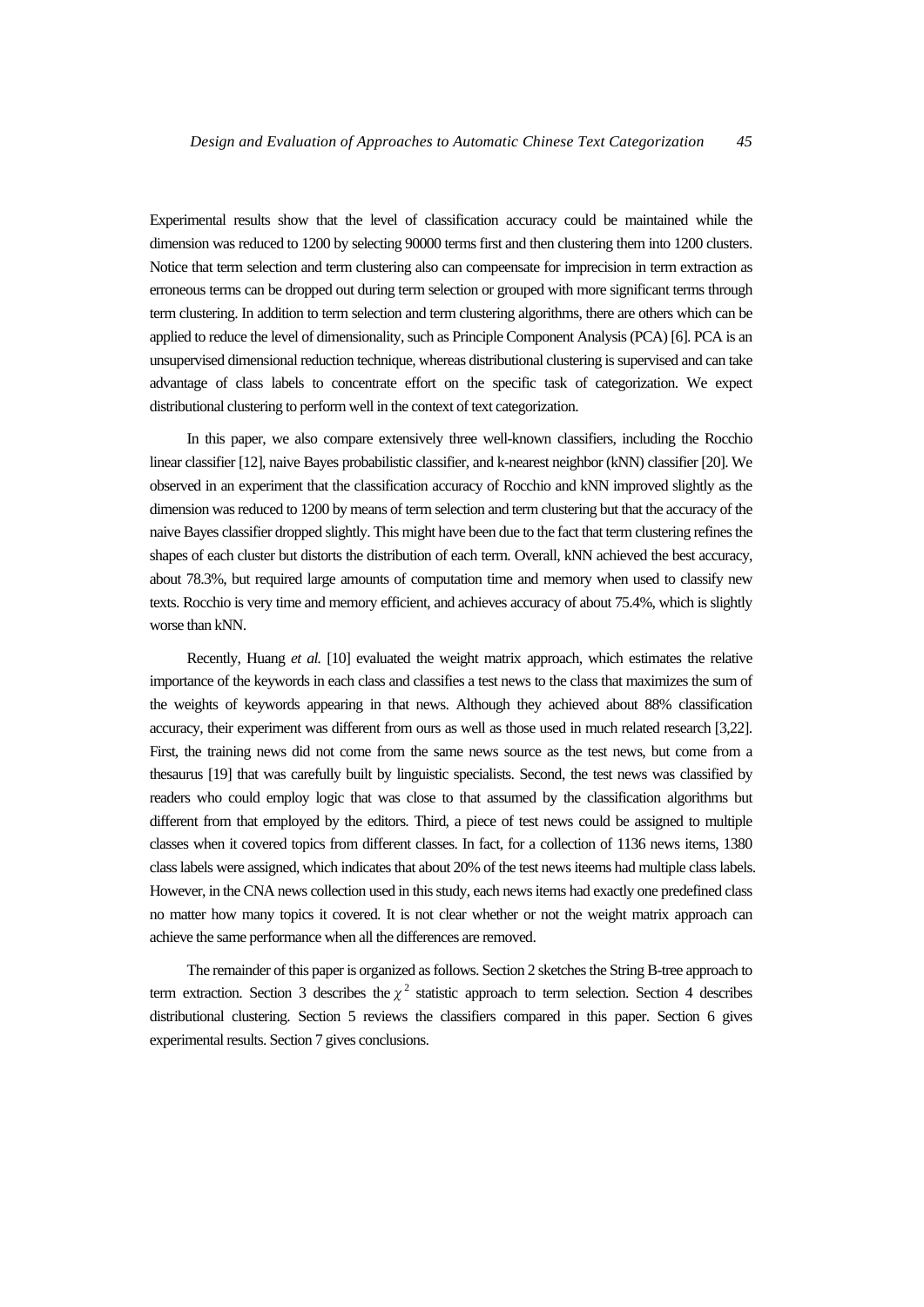Experimental results show that the level of classification accuracy could be maintained while the dimension was reduced to 1200 by selecting 90000 terms first and then clustering them into 1200 clusters. Notice that term selection and term clustering also can compeensate for imprecision in term extraction as erroneous terms can be dropped out during term selection or grouped with more significant terms through term clustering. In addition to term selection and term clustering algorithms, there are others which can be applied to reduce the level of dimensionality, such as Principle Component Analysis (PCA) [6]. PCA is an unsupervised dimensional reduction technique, whereas distributional clustering is supervised and can take advantage of class labels to concentrate effort on the specific task of categorization. We expect distributional clustering to perform well in the context of text categorization.

In this paper, we also compare extensively three well-known classifiers, including the Rocchio linear classifier [12], naive Bayes probabilistic classifier, and k-nearest neighbor (kNN) classifier [20]. We observed in an experiment that the classification accuracy of Rocchio and kNN improved slightly as the dimension was reduced to 1200 by means of term selection and term clustering but that the accuracy of the naive Bayes classifier dropped slightly. This might have been due to the fact that term clustering refines the shapes of each cluster but distorts the distribution of each term. Overall, kNN achieved the best accuracy, about 78.3%, but required large amounts of computation time and memory when used to classify new texts. Rocchio is very time and memory efficient, and achieves accuracy of about 75.4%, which is slightly worse than kNN.

Recently, Huang *et al.* [10] evaluated the weight matrix approach, which estimates the relative importance of the keywords in each class and classifies a test news to the class that maximizes the sum of the weights of keywords appearing in that news. Although they achieved about 88% classification accuracy, their experiment was different from ours as well as those used in much related research [3,22]. First, the training news did not come from the same news source as the test news, but come from a thesaurus [19] that was carefully built by linguistic specialists. Second, the test news was classified by readers who could employ logic that was close to that assumed by the classification algorithms but different from that employed by the editors. Third, a piece of test news could be assigned to multiple classes when it covered topics from different classes. In fact, for a collection of 1136 news items, 1380 class labels were assigned, which indicates that about 20% of the test news iteems had multiple class labels. However, in the CNA news collection used in this study, each news items had exactly one predefined class no matter how many topics it covered. It is not clear whether or not the weight matrix approach can achieve the same performance when all the differences are removed.

The remainder of this paper is organized as follows. Section 2 sketches the String B-tree approach to term extraction. Section 3 describes the $\chi^2$ statistic approach to term selection. Section 4 describes distributional clustering. Section 5 reviews the classifiers compared in this paper. Section 6 gives experimental results. Section 7 gives conclusions.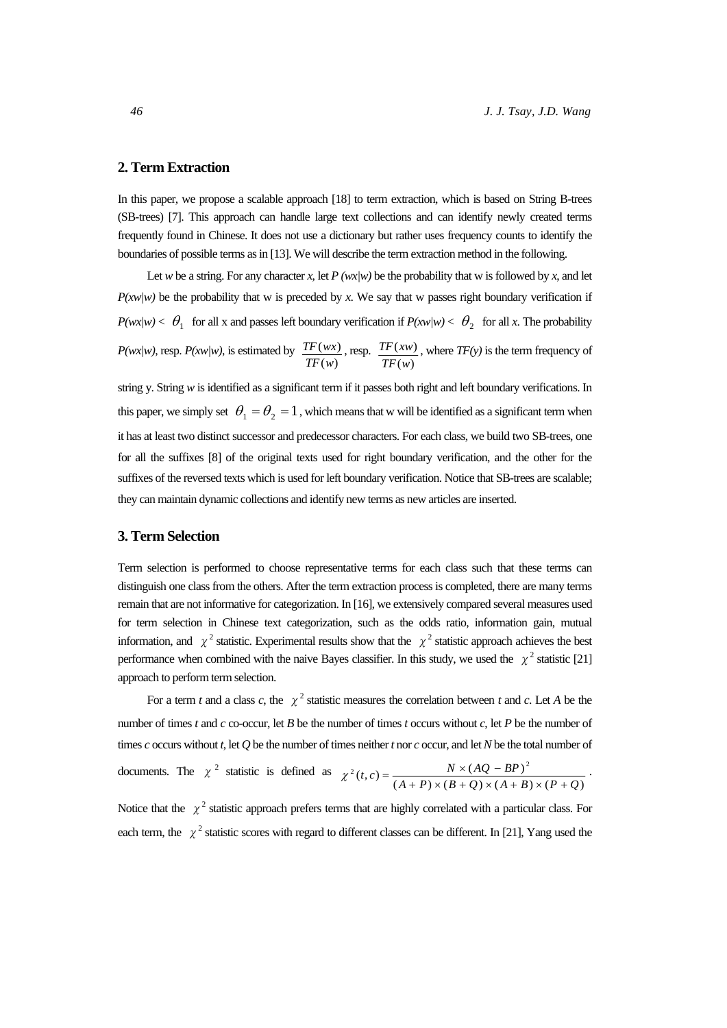## 2. Term Extraction

In this paper, we propose a scalable approach [18] to term extraction, which is based on String B-trees (SB-trees) [7]. This approach can handle large text collections and can identify newly created terms frequently found in Chinese. It does not use a dictionary but rather uses frequency counts to identify the boundaries of possible terms as in [13]. We will describe the term extraction method in the following.

Let $w$ be a string. For any character $x$, let $P(wx|w)$ be the probability that w is followed by $x$, and let $P(xw|w)$ be the probability that w is preceded by $x$. We say that w passes right boundary verification if $P(wx|w) < \theta_1$ for all x and passes left boundary verification if $P(xw|w) < \theta_2$ for all $x$. The probability $P(wx|w)$, resp. $P(xw|w)$, is estimated by $\frac{TF(wx)}{TF(w)}$, resp. $\frac{TF(xw)}{TF(w)}$, where $TF(y)$ is the term frequency of string y. String $w$ is identified as a significant term if it passes both right and left boundary verifications. In this paper, we simply set $\theta_1 = \theta_2 = 1$, which means that w will be identified as a significant term when it has at least two distinct successor and predecessor characters. For each class, we build two SB-trees, one for all the suffixes [8] of the original texts used for right boundary verification, and the other for the suffixes of the reversed texts which is used for left boundary verification. Notice that SB-trees are scalable; they can maintain dynamic collections and identify new terms as new articles are inserted.

## 3. Term Selection

Term selection is performed to choose representative terms for each class such that these terms can distinguish one class from the others. After the term extraction process is completed, there are many terms remain that are not informative for categorization. In [16], we extensively compared several measures used for term selection in Chinese text categorization, such as the odds ratio, information gain, mutual information, and $\chi^2$ statistic. Experimental results show that the $\chi^2$ statistic approach achieves the best performance when combined with the naive Bayes classifier. In this study, we used the $\chi^2$ statistic [21] approach to perform term selection.

For a term $t$ and a class $c$, the $\chi^2$ statistic measures the correlation between $t$ and $c$. Let $A$ be the number of times $t$ and $c$ co-occur, let $B$ be the number of times $t$ occurs without $c$, let $P$ be the number of times $c$ occurs without $t$, let $Q$ be the number of times neither $t$ nor $c$ occur, and let $N$ be the total number of documents. The $\chi^2$ statistic is defined as $\chi^2(t,c) = \frac{N \times (AQ - BP)^2}{(A+P) \times (B+Q) \times (A+B) \times (P+Q)}$.

Notice that the $\chi^2$ statistic approach prefers terms that are highly correlated with a particular class. For each term, the $\chi^2$ statistic scores with regard to different classes can be different. In [21], Yang used the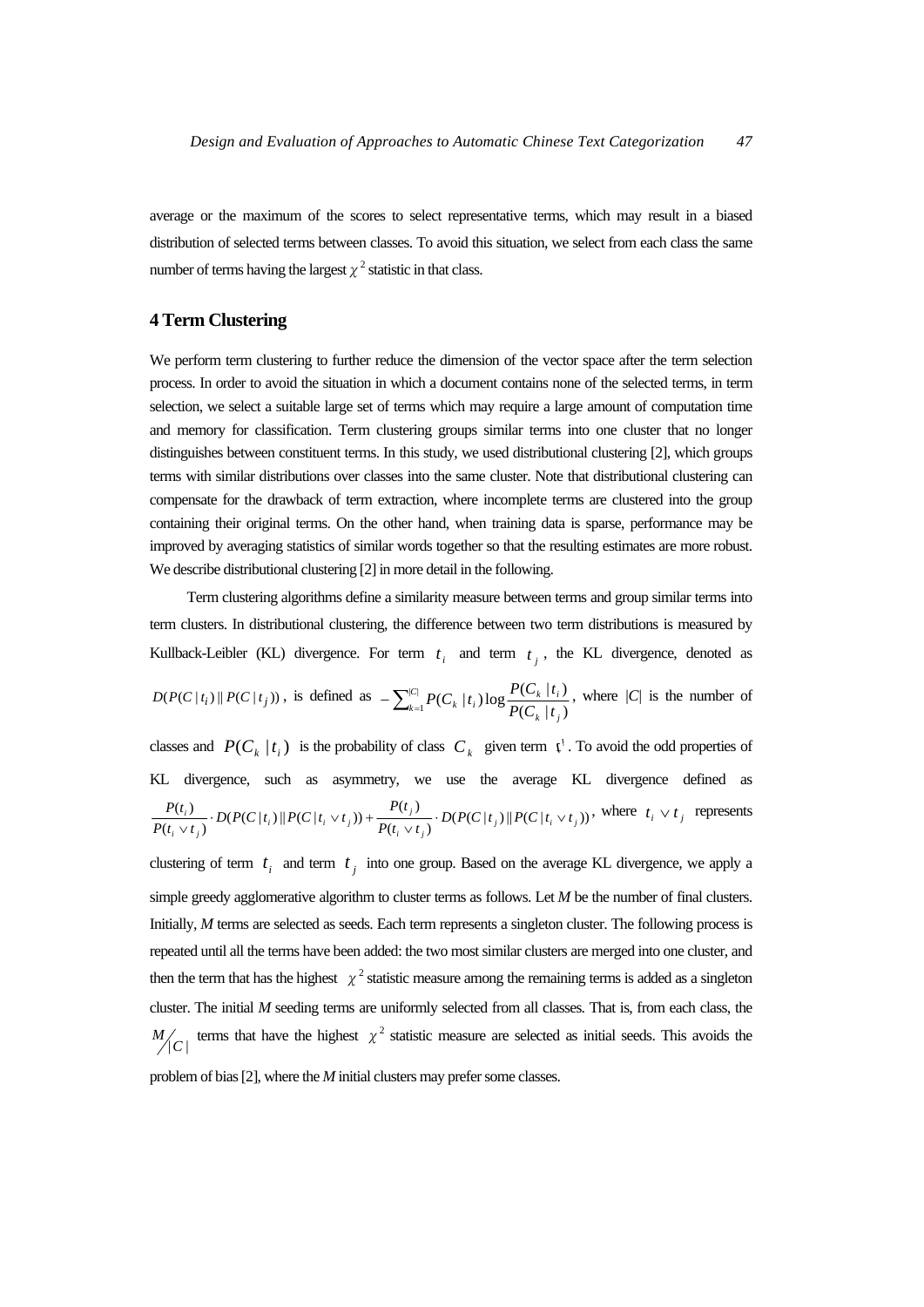average or the maximum of the scores to select representative terms, which may result in a biased distribution of selected terms between classes. To avoid this situation, we select from each class the same number of terms having the largest $\chi^2$ statistic in that class.

## 4 Term Clustering

We perform term clustering to further reduce the dimension of the vector space after the term selection process. In order to avoid the situation in which a document contains none of the selected terms, in term selection, we select a suitable large set of terms which may require a large amount of computation time and memory for classification. Term clustering groups similar terms into one cluster that no longer distinguishes between constituent terms. In this study, we used distributional clustering [2], which groups terms with similar distributions over classes into the same cluster. Note that distributional clustering can compensate for the drawback of term extraction, where incomplete terms are clustered into the group containing their original terms. On the other hand, when training data is sparse, performance may be improved by averaging statistics of similar words together so that the resulting estimates are more robust. We describe distributional clustering [2] in more detail in the following.

Term clustering algorithms define a similarity measure between terms and group similar terms into term clusters. In distributional clustering, the difference between two term distributions is measured by Kullback-Leibler (KL) divergence. For term $t_i$ and term $t_j$, the KL divergence, denoted as $D(P(C \mid t_i) \| P(C \mid t_j))$, is defined as $-\sum_{k=1}^{|C|} P(C_k \mid t_i) \log \frac{P(C_k \mid t_i)}{P(C_k \mid t_j)}$, where $|C|$ is the number of classes and $P(C_k \mid t_i)$ is the probability of class $C_k$ given term $t_i$. To avoid the odd properties of KL divergence, such as asymmetry, we use the average KL divergence defined as $\frac{P(t_i)}{P(t_i \vee t_j)} \cdot D(P(C \mid t_i) \| P(C \mid t_i \vee t_j)) + \frac{P(t_j)}{P(t_i \vee t_j)} \cdot D(P(C \mid t_j) \| P(C \mid t_i \vee t_j))$, where $t_i \vee t_j$ represents clustering of term $t_i$ and term $t_j$ into one group. Based on the average KL divergence, we apply a simple greedy agglomerative algorithm to cluster terms as follows. Let *M* be the number of final clusters. Initially, *M* terms are selected as seeds. Each term represents a singleton cluster. The following process is repeated until all the terms have been added: the two most similar clusters are merged into one cluster, and then the term that has the highest $\chi^2$ statistic measure among the remaining terms is added as a singleton cluster. The initial *M* seeding terms are uniformly selected from all classes. That is, from each class, the $M/|C|$ terms that have the highest $\chi^2$ statistic measure are selected as initial seeds. This avoids the problem of bias [2], where the *M* initial clusters may prefer some classes.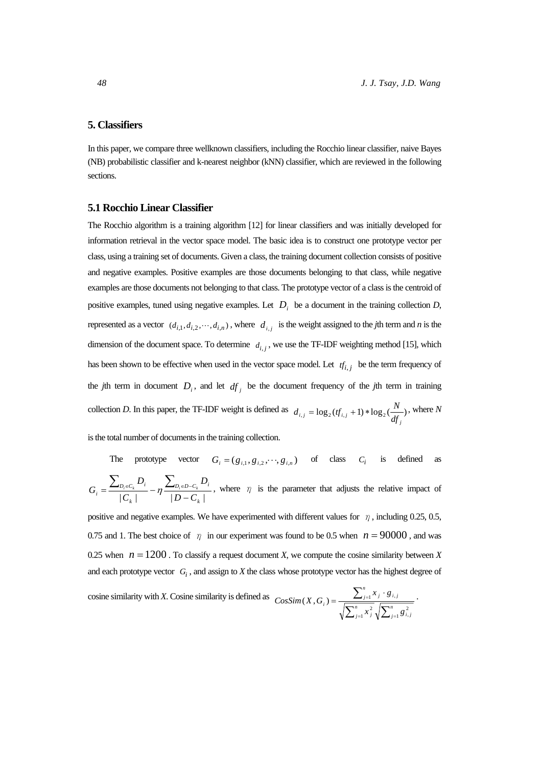## 5. Classifiers

In this paper, we compare three wellknown classifiers, including the Rocchio linear classifier, naive Bayes (NB) probabilistic classifier and k-nearest neighbor (kNN) classifier, which are reviewed in the following sections.

### 5.1 Rocchio Linear Classifier

The Rocchio algorithm is a training algorithm [12] for linear classifiers and was initially developed for information retrieval in the vector space model. The basic idea is to construct one prototype vector per class, using a training set of documents. Given a class, the training document collection consists of positive and negative examples. Positive examples are those documents belonging to that class, while negative examples are those documents not belonging to that class. The prototype vector of a class is the centroid of positive examples, tuned using negative examples. Let $D_i$ be a document in the training collection *D*, represented as a vector $(d_{i,1}, d_{i,2}, \cdots, d_{i,n})$, where $d_{i,j}$ is the weight assigned to the *j*th term and *n* is the dimension of the document space. To determine $d_{i,j}$, we use the TF-IDF weighting method [15], which has been shown to be effective when used in the vector space model. Let $tf_{i,j}$ be the term frequency of the *j*th term in document $D_i$, and let $df_j$ be the document frequency of the *j*th term in training collection *D*. In this paper, the TF-IDF weight is defined as $d_{i,j} = \log_2(tf_{i,j}+1) * \log_2(\frac{N}{df_j})$, where *N* is the total number of documents in the training collection.

The prototype vector $G_i = (g_{i,1}, g_{i,2}, \cdots, g_{i,n})$ of class $C_i$ is defined as $G_i = \frac{\sum_{D_i \in C_k} D_i}{|C_k|} - \eta \frac{\sum_{D_i \in D - C_k} D_i}{|D - C_k|}$, where $\eta$ is the parameter that adjusts the relative impact of positive and negative examples. We have experimented with different values for $\eta$, including 0.25, 0.5, 0.75 and 1. The best choice of $\eta$ in our experiment was found to be 0.5 when $n = 90000$, and was 0.25 when $n = 1200$. To classify a request document *X*, we compute the cosine similarity between *X* and each prototype vector $G_i$, and assign to *X* the class whose prototype vector has the highest degree of cosine similarity with *X*. Cosine similarity is defined as $CosSim(X, G_i) = \frac{\sum_{j=1}^{n} x_j \cdot g_{i,j}}{\sqrt{\sum_{j=1}^{n} x_j^2}\sqrt{\sum_{j=1}^{n} g_{i,j}^2}}$.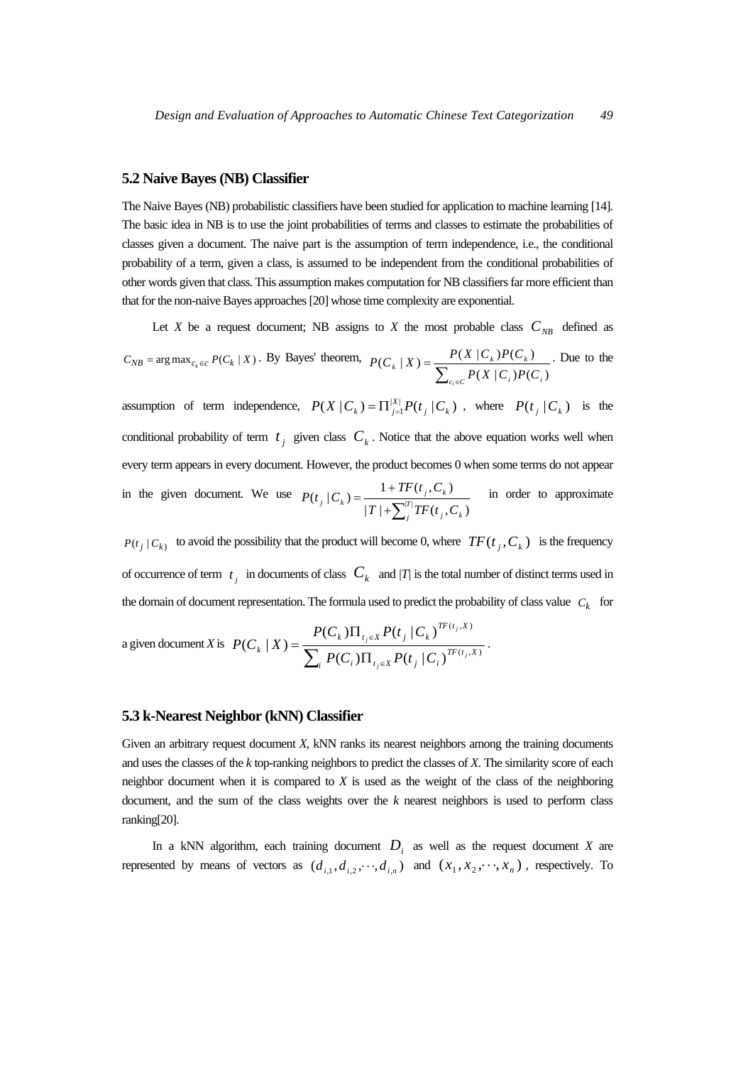## 5.2 Naive Bayes (NB) Classifier

The Naive Bayes (NB) probabilistic classifiers have been studied for application to machine learning [14]. The basic idea in NB is to use the joint probabilities of terms and classes to estimate the probabilities of classes given a document. The naive part is the assumption of term independence, i.e., the conditional probability of a term, given a class, is assumed to be independent from the conditional probabilities of other words given that class. This assumption makes computation for NB classifiers far more efficient than that for the non-naive Bayes approaches [20] whose time complexity are exponential.

Let *X* be a request document; NB assigns to *X* the most probable class $C_{NB}$ defined as $C_{NB} = \arg\max_{c_k \in c} P(C_k \mid X)$. By Bayes' theorem, $P(C_k \mid X) = \dfrac{P(X \mid C_k)P(C_k)}{\sum_{c_i \in C} P(X \mid C_i)P(C_i)}$. Due to the assumption of term independence, $P(X \mid C_k) = \Pi_{j=1}^{|X|} P(t_j \mid C_k)$, where $P(t_j \mid C_k)$ is the conditional probability of term $t_j$ given class $C_k$. Notice that the above equation works well when every term appears in every document. However, the product becomes 0 when some terms do not appear in the given document. We use $P(t_j \mid C_k) = \dfrac{1 + TF(t_j, C_k)}{|T| + \sum_j^{|T|} TF(t_j, C_k)}$ in order to approximate $P(t_j \mid C_k)$ to avoid the possibility that the product will become 0, where $TF(t_j, C_k)$ is the frequency of occurrence of term $t_j$ in documents of class $C_k$ and $|T|$ is the total number of distinct terms used in the domain of document representation. The formula used to predict the probability of class value $C_k$ for a given document *X* is $P(C_k \mid X) = \dfrac{P(C_k)\Pi_{t_j \in X} P(t_j \mid C_k)^{TF(t_j, X)}}{\sum_i P(C_i)\Pi_{t_j \in X} P(t_j \mid C_i)^{TF(t_j, X)}}$.

## 5.3 k-Nearest Neighbor (kNN) Classifier

Given an arbitrary request document *X*, kNN ranks its nearest neighbors among the training documents and uses the classes of the *k* top-ranking neighbors to predict the classes of *X*. The similarity score of each neighbor document when it is compared to *X* is used as the weight of the class of the neighboring document, and the sum of the class weights over the *k* nearest neighbors is used to perform class ranking[20].

In a kNN algorithm, each training document $D_i$ as well as the request document *X* are represented by means of vectors as $(d_{i,1}, d_{i,2}, \cdots, d_{i,n})$ and $(x_1, x_2, \cdots, x_n)$, respectively. To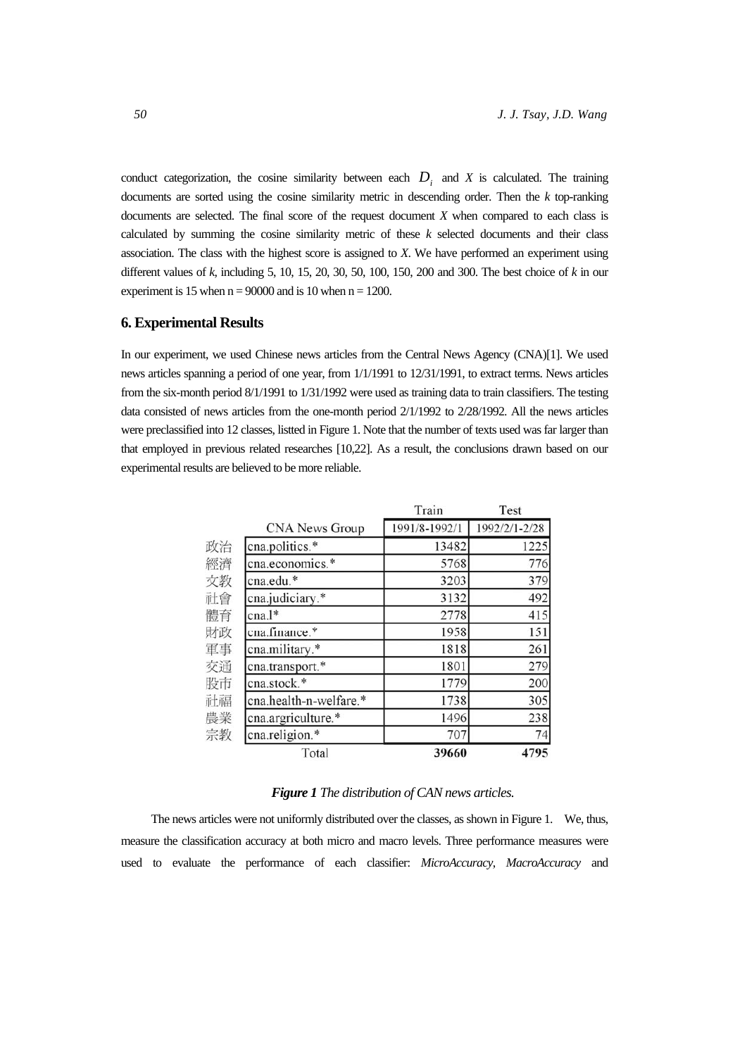conduct categorization, the cosine similarity between each $D_i$ and $X$ is calculated. The training documents are sorted using the cosine similarity metric in descending order. Then the $k$ top-ranking documents are selected. The final score of the request document $X$ when compared to each class is calculated by summing the cosine similarity metric of these $k$ selected documents and their class association. The class with the highest score is assigned to $X$. We have performed an experiment using different values of $k$, including 5, 10, 15, 20, 30, 50, 100, 150, 200 and 300. The best choice of $k$ in our experiment is 15 when n = 90000 and is 10 when n = 1200.

## 6. Experimental Results

In our experiment, we used Chinese news articles from the Central News Agency (CNA)[1]. We used news articles spanning a period of one year, from 1/1/1991 to 12/31/1991, to extract terms. News articles from the six-month period 8/1/1991 to 1/31/1992 were used as training data to train classifiers. The testing data consisted of news articles from the one-month period 2/1/1992 to 2/28/1992. All the news articles were preclassified into 12 classes, listted in Figure 1. Note that the number of texts used was far larger than that employed in previous related researches [10,22]. As a result, the conclusions drawn based on our experimental results are believed to be more reliable.

| | | Train | Test |
|---|---|---|---|
| | CNA News Group | 1991/8-1992/1 | 1992/2/1-2/28 |
| 政治 | cna.politics.* | 13482 | 1225 |
| 經濟 | cna.economics.* | 5768 | 776 |
| 文教 | cna.edu.* | 3203 | 379 |
| 社會 | cna.judiciary.* | 3132 | 492 |
| 體育 | cna.l* | 2778 | 415 |
| 財政 | cna.finance.* | 1958 | 151 |
| 軍事 | cna.military.* | 1818 | 261 |
| 交通 | cna.transport.* | 1801 | 279 |
| 股市 | cna.stock.* | 1779 | 200 |
| 社福 | cna.health-n-welfare.* | 1738 | 305 |
| 農業 | cna.argriculture.* | 1496 | 238 |
| 宗教 | cna.religion.* | 707 | 74 |
| | Total | **39660** | **4795** |

***Figure 1*** *The distribution of CAN news articles.*

The news articles were not uniformly distributed over the classes, as shown in Figure 1. We, thus, measure the classification accuracy at both micro and macro levels. Three performance measures were used to evaluate the performance of each classifier: *MicroAccuracy*, *MacroAccuracy* and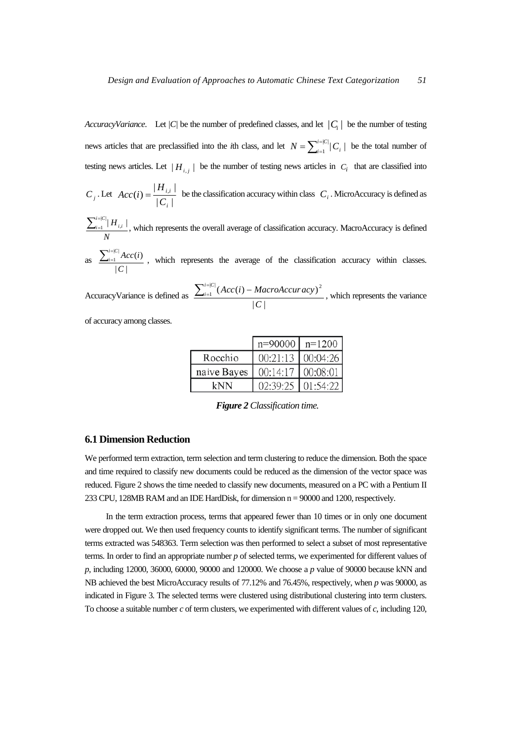*AccuracyVariance*. Let $|C|$ be the number of predefined classes, and let $|C_i|$ be the number of testing news articles that are preclassified into the *i*th class, and let $N = \sum_{i=1}^{i=|C|} |C_i|$ be the total number of testing news articles. Let $|H_{i,j}|$ be the number of testing news articles in $C_i$ that are classified into $C_j$. Let $Acc(i) = \frac{|H_{i,i}|}{|C_i|}$ be the classification accuracy within class $C_i$. MicroAccuracy is defined as $\frac{\sum_{i=1}^{i=|C|} |H_{i,i}|}{N}$, which represents the overall average of classification accuracy. MacroAccuracy is defined as $\frac{\sum_{i=1}^{i=|C|} Acc(i)}{|C|}$, which represents the average of the classification accuracy within classes. AccuracyVariance is defined as $\frac{\sum_{i=1}^{i=|C|} (Acc(i) - MacroAccuracy)^2}{|C|}$, which represents the variance of accuracy among classes.

| | n=90000 | n=1200 |
|---|---|---|
| Rocchio | 00:21:13 | 00:04:26 |
| naive Bayes | 00:14:17 | 00:08:01 |
| kNN | 02:39:25 | 01:54:22 |

***Figure 2*** *Classification time.*

### 6.1 Dimension Reduction

We performed term extraction, term selection and term clustering to reduce the dimension. Both the space and time required to classify new documents could be reduced as the dimension of the vector space was reduced. Figure 2 shows the time needed to classify new documents, measured on a PC with a Pentium II 233 CPU, 128MB RAM and an IDE HardDisk, for dimension n = 90000 and 1200, respectively.

In the term extraction process, terms that appeared fewer than 10 times or in only one document were dropped out. We then used frequency counts to identify significant terms. The number of significant terms extracted was 548363. Term selection was then performed to select a subset of most representative terms. In order to find an appropriate number *p* of selected terms, we experimented for different values of *p*, including 12000, 36000, 60000, 90000 and 120000. We choose a *p* value of 90000 because kNN and NB achieved the best MicroAccuracy results of 77.12% and 76.45%, respectively, when *p* was 90000, as indicated in Figure 3. The selected terms were clustered using distributional clustering into term clusters. To choose a suitable number *c* of term clusters, we experimented with different values of *c*, including 120,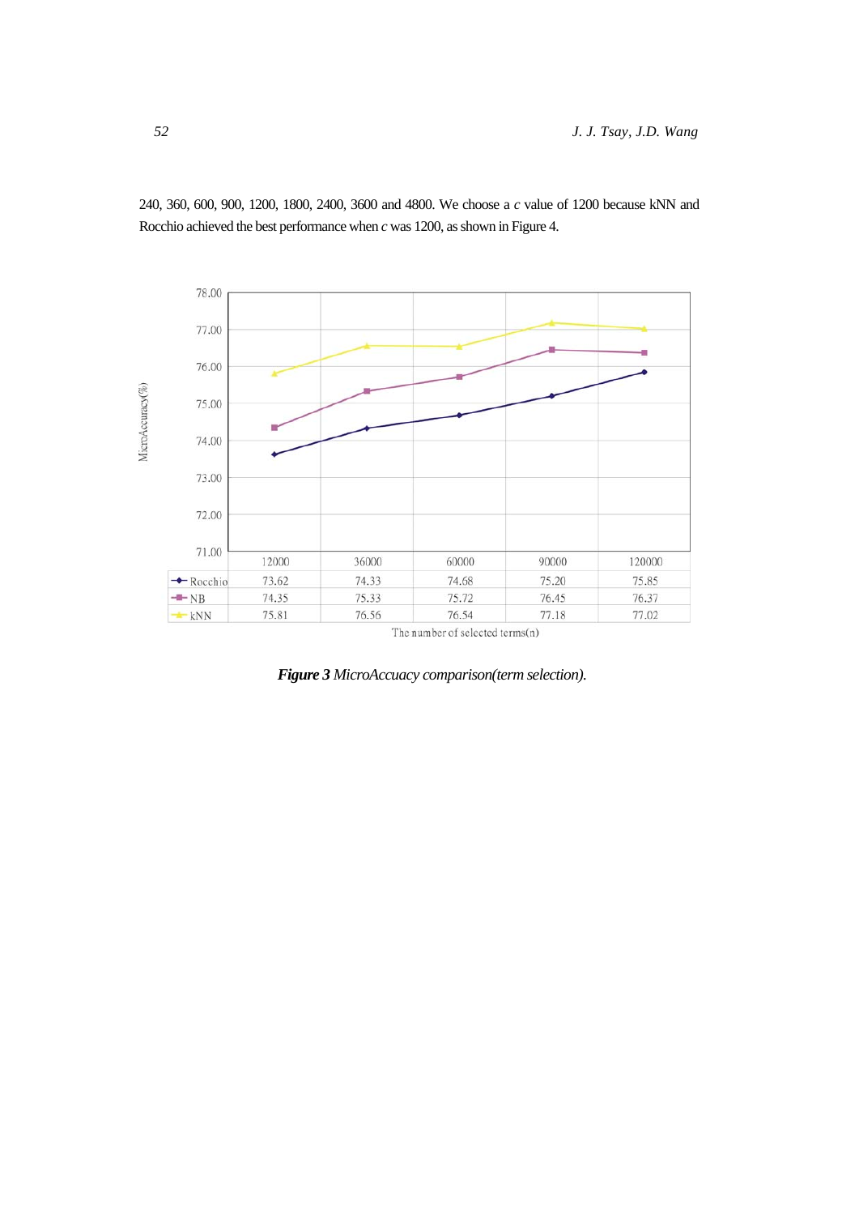240, 360, 600, 900, 1200, 1800, 2400, 3600 and 4800. We choose a $c$ value of 1200 because kNN and Rocchio achieved the best performance when $c$ was 1200, as shown in Figure 4.

| | 12000 | 36000 | 60000 | 90000 | 120000 |
|---|---|---|---|---|---|
| Rocchio | 73.62 | 74.33 | 74.68 | 75.20 | 75.85 |
| NB | 74.35 | 75.33 | 75.72 | 76.45 | 76.37 |
| kNN | 75.81 | 76.56 | 76.54 | 77.18 | 77.02 |

The number of selected terms(n)

***Figure 3*** *MicroAccuacy comparison(term selection).*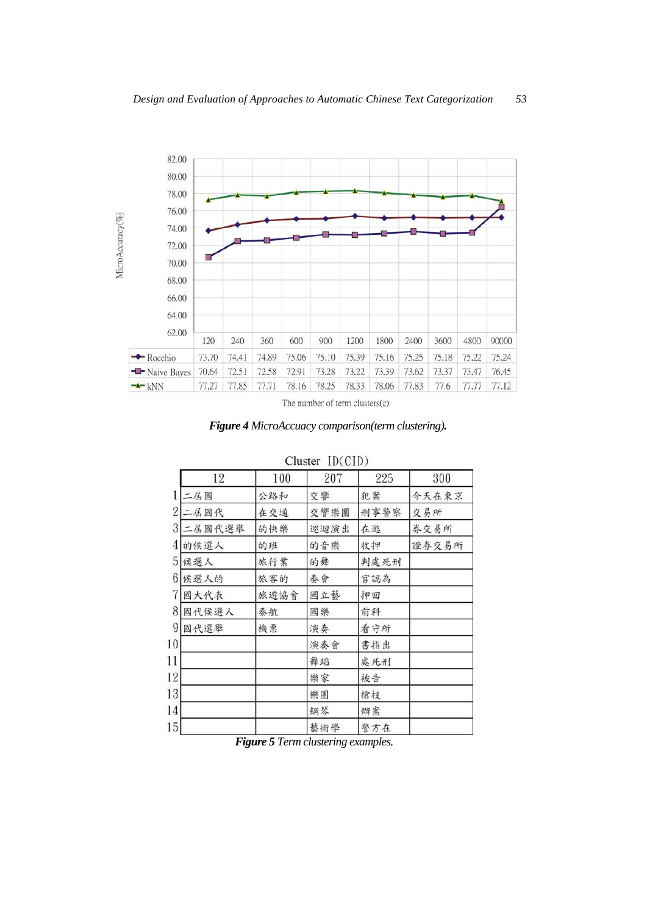| | 120 | 240 | 360 | 600 | 900 | 1200 | 1800 | 2400 | 3600 | 4800 | 90000 |
|---|---|---|---|---|---|---|---|---|---|---|---|
| Rocchio | 73.70 | 74.41 | 74.89 | 75.06 | 75.10 | 75.39 | 75.16 | 75.25 | 75.18 | 75.22 | 75.24 |
| Naive Bayes | 70.64 | 72.51 | 72.58 | 72.91 | 73.28 | 73.22 | 73.39 | 73.62 | 73.37 | 73.47 | 76.45 |
| kNN | 77.27 | 77.85 | 77.71 | 78.16 | 78.25 | 78.33 | 78.06 | 77.83 | 77.6 | 77.77 | 77.12 |

The number of term clusters(c)

***Figure 4*** *MicroAccuacy comparison(term clustering).*

Cluster ID(CID)

| | 12 | 100 | 207 | 225 | 300 |
|---|---|---|---|---|---|
| 1 | 二屆國 | 公路和 | 交響 | 犯案 | 今天在東京 |
| 2 | 二屆國代 | 在交通 | 交響樂團 | 刑事警察 | 交易所 |
| 3 | 二屆國代選舉 | 的快樂 | 巡迴演出 | 在逃 | 券交易所 |
| 4 | 的候選人 | 的班 | 的音樂 | 收押 | 證券交易所 |
| 5 | 候選人 | 旅行業 | 的舞 | 判處死刑 | |
| 6 | 候選人的 | 旅客的 | 奏會 | 官認為 | |
| 7 | 國大代表 | 旅遊協會 | 國立藝 | 押回 | |
| 8 | 國代候選人 | 泰航 | 國樂 | 前科 | |
| 9 | 國代選舉 | 機票 | 演奏 | 看守所 | |
| 10 | | | 演奏會 | 書指出 | |
| 11 | | | 舞蹈 | 處死刑 | |
| 12 | | | 樂家 | 被告 | |
| 13 | | | 樂團 | 槍枝 | |
| 14 | | | 鋼琴 | 辦案 | |
| 15 | | | 藝術學 | 警方在 | |

***Figure 5*** *Term clustering examples.*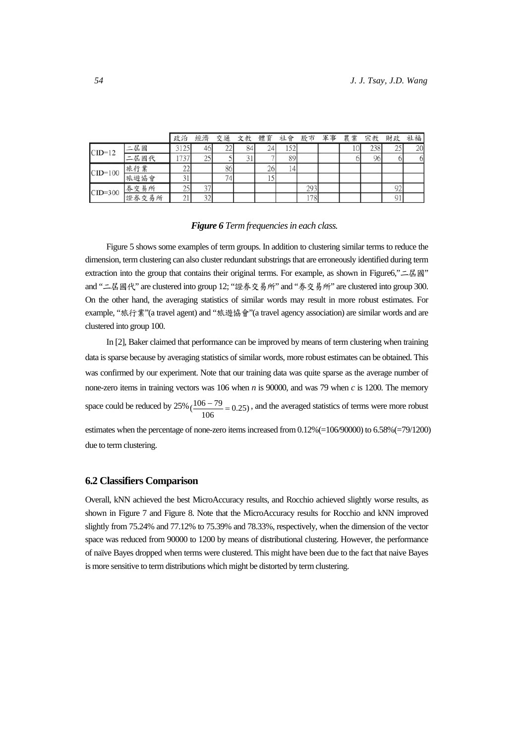| | | 政治 | 經濟 | 交通 | 文教 | 體育 | 社會 | 股市 | 軍事 | 農業 | 宗教 | 財政 | 社福 |
|---|---|---|---|---|---|---|---|---|---|---|---|---|---|
| CID=12 | 二屆國 | 3125 | 46 | 22 | 84 | 24 | 152 | | | 10 | 238 | 25 | 20 |
| | 二屆國代 | 1737 | 25 | 5 | 31 | 7 | 89 | | | 6 | 96 | 6 | 6 |
| CID=100 | 旅行業 | 22 | | 86 | | 26 | 14 | | | | | | |
| | 旅遊協會 | 31 | | 74 | | 15 | | | | | | | |
| CID=300 | 券交易所 | 25 | 37 | | | | | 293 | | | | 92 | |
| | 證券交易所 | 21 | 32 | | | | | 178 | | | | 91 | |

***Figure 6*** *Term frequencies in each class.*

Figure 5 shows some examples of term groups. In addition to clustering similar terms to reduce the dimension, term clustering can also cluster redundant substrings that are erroneously identified during term extraction into the group that contains their original terms. For example, as shown in Figure6,"二屆國" and "二屆國代" are clustered into group 12; "證券交易所" and "券交易所" are clustered into group 300. On the other hand, the averaging statistics of similar words may result in more robust estimates. For example, "旅行業"(a travel agent) and "旅遊協會"(a travel agency association) are similar words and are clustered into group 100.

In [2], Baker claimed that performance can be improved by means of term clustering when training data is sparse because by averaging statistics of similar words, more robust estimates can be obtained. This was confirmed by our experiment. Note that our training data was quite sparse as the average number of none-zero items in training vectors was 106 when $n$ is 90000, and was 79 when $c$ is 1200. The memory space could be reduced by 25% $(\frac{106-79}{106}=0.25)$, and the averaged statistics of terms were more robust estimates when the percentage of none-zero items increased from 0.12%(=106/90000) to 6.58%(=79/1200) due to term clustering.

## 6.2 Classifiers Comparison

Overall, kNN achieved the best MicroAccuracy results, and Rocchio achieved slightly worse results, as shown in Figure 7 and Figure 8. Note that the MicroAccuracy results for Rocchio and kNN improved slightly from 75.24% and 77.12% to 75.39% and 78.33%, respectively, when the dimension of the vector space was reduced from 90000 to 1200 by means of distributional clustering. However, the performance of naïve Bayes dropped when terms were clustered. This might have been due to the fact that naive Bayes is more sensitive to term distributions which might be distorted by term clustering.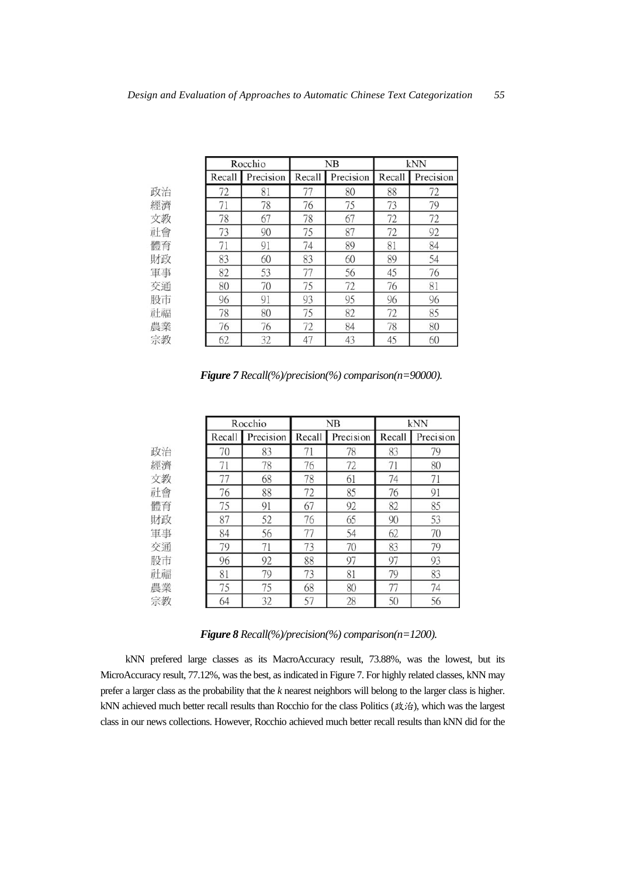| | Rocchio | | NB | | kNN | |
|---|---|---|---|---|---|---|
| | Recall | Precision | Recall | Precision | Recall | Precision |
| 政治 | 72 | 81 | 77 | 80 | 88 | 72 |
| 經濟 | 71 | 78 | 76 | 75 | 73 | 79 |
| 文教 | 78 | 67 | 78 | 67 | 72 | 72 |
| 社會 | 73 | 90 | 75 | 87 | 72 | 92 |
| 體育 | 71 | 91 | 74 | 89 | 81 | 84 |
| 財政 | 83 | 60 | 83 | 60 | 89 | 54 |
| 軍事 | 82 | 53 | 77 | 56 | 45 | 76 |
| 交通 | 80 | 70 | 75 | 72 | 76 | 81 |
| 股市 | 96 | 91 | 93 | 95 | 96 | 96 |
| 社福 | 78 | 80 | 75 | 82 | 72 | 85 |
| 農業 | 76 | 76 | 72 | 84 | 78 | 80 |
| 宗教 | 62 | 32 | 47 | 43 | 45 | 60 |

***Figure 7*** *Recall(%)/precision(%) comparison(n=90000).*

| | Rocchio | | NB | | kNN | |
|---|---|---|---|---|---|---|
| | Recall | Precision | Recall | Precision | Recall | Precision |
| 政治 | 70 | 83 | 71 | 78 | 83 | 79 |
| 經濟 | 71 | 78 | 76 | 72 | 71 | 80 |
| 文教 | 77 | 68 | 78 | 61 | 74 | 71 |
| 社會 | 76 | 88 | 72 | 85 | 76 | 91 |
| 體育 | 75 | 91 | 67 | 92 | 82 | 85 |
| 財政 | 87 | 52 | 76 | 65 | 90 | 53 |
| 軍事 | 84 | 56 | 77 | 54 | 62 | 70 |
| 交通 | 79 | 71 | 73 | 70 | 83 | 79 |
| 股市 | 96 | 92 | 88 | 97 | 97 | 93 |
| 社福 | 81 | 79 | 73 | 81 | 79 | 83 |
| 農業 | 75 | 75 | 68 | 80 | 77 | 74 |
| 宗教 | 64 | 32 | 57 | 28 | 50 | 56 |

***Figure 8*** *Recall(%)/precision(%) comparison(n=1200).*

kNN prefered large classes as its MacroAccuracy result, 73.88%, was the lowest, but its MicroAccuracy result, 77.12%, was the best, as indicated in Figure 7. For highly related classes, kNN may prefer a larger class as the probability that the *k* nearest neighbors will belong to the larger class is higher. kNN achieved much better recall results than Rocchio for the class Politics (政治), which was the largest class in our news collections. However, Rocchio achieved much better recall results than kNN did for the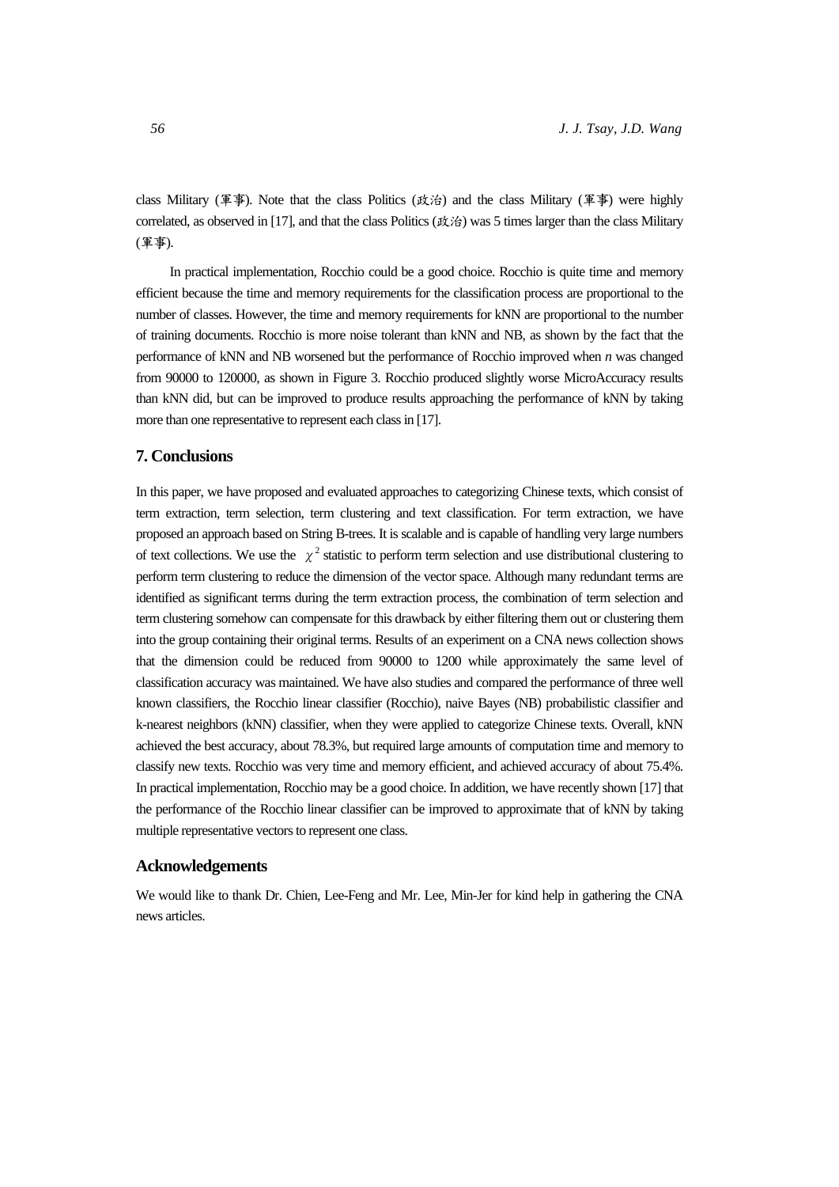class Military (軍事). Note that the class Politics (政治) and the class Military (軍事) were highly correlated, as observed in [17], and that the class Politics (政治) was 5 times larger than the class Military (軍事).

In practical implementation, Rocchio could be a good choice. Rocchio is quite time and memory efficient because the time and memory requirements for the classification process are proportional to the number of classes. However, the time and memory requirements for kNN are proportional to the number of training documents. Rocchio is more noise tolerant than kNN and NB, as shown by the fact that the performance of kNN and NB worsened but the performance of Rocchio improved when *n* was changed from 90000 to 120000, as shown in Figure 3. Rocchio produced slightly worse MicroAccuracy results than kNN did, but can be improved to produce results approaching the performance of kNN by taking more than one representative to represent each class in [17].

## 7. Conclusions

In this paper, we have proposed and evaluated approaches to categorizing Chinese texts, which consist of term extraction, term selection, term clustering and text classification. For term extraction, we have proposed an approach based on String B-trees. It is scalable and is capable of handling very large numbers of text collections. We use the $\chi^2$ statistic to perform term selection and use distributional clustering to perform term clustering to reduce the dimension of the vector space. Although many redundant terms are identified as significant terms during the term extraction process, the combination of term selection and term clustering somehow can compensate for this drawback by either filtering them out or clustering them into the group containing their original terms. Results of an experiment on a CNA news collection shows that the dimension could be reduced from 90000 to 1200 while approximately the same level of classification accuracy was maintained. We have also studies and compared the performance of three well known classifiers, the Rocchio linear classifier (Rocchio), naive Bayes (NB) probabilistic classifier and k-nearest neighbors (kNN) classifier, when they were applied to categorize Chinese texts. Overall, kNN achieved the best accuracy, about 78.3%, but required large amounts of computation time and memory to classify new texts. Rocchio was very time and memory efficient, and achieved accuracy of about 75.4%. In practical implementation, Rocchio may be a good choice. In addition, we have recently shown [17] that the performance of the Rocchio linear classifier can be improved to approximate that of kNN by taking multiple representative vectors to represent one class.

## Acknowledgements

We would like to thank Dr. Chien, Lee-Feng and Mr. Lee, Min-Jer for kind help in gathering the CNA news articles.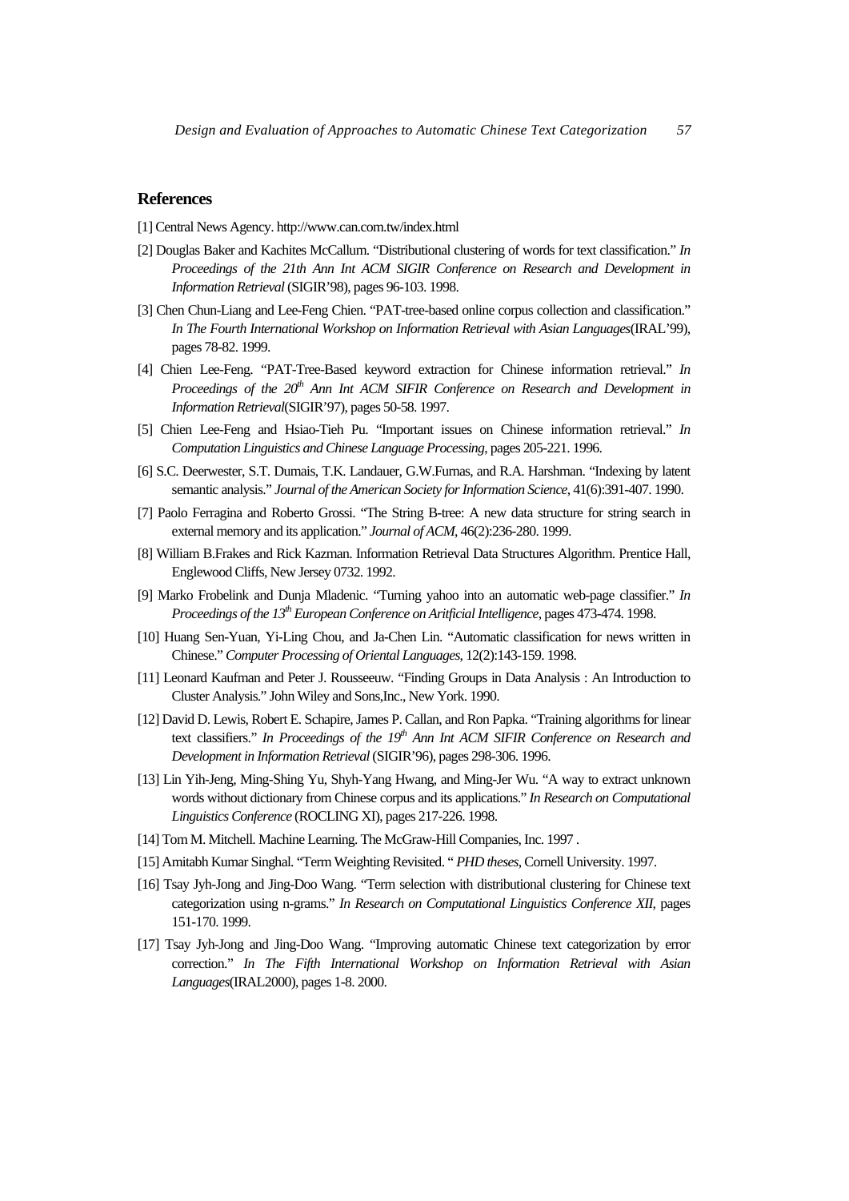## References

[1] Central News Agency. http://www.can.com.tw/index.html

[2] Douglas Baker and Kachites McCallum. "Distributional clustering of words for text classification." *In Proceedings of the 21th Ann Int ACM SIGIR Conference on Research and Development in Information Retrieval* (SIGIR'98), pages 96-103. 1998.

[3] Chen Chun-Liang and Lee-Feng Chien. "PAT-tree-based online corpus collection and classification." *In The Fourth International Workshop on Information Retrieval with Asian Languages*(IRAL'99), pages 78-82. 1999.

[4] Chien Lee-Feng. "PAT-Tree-Based keyword extraction for Chinese information retrieval." *In Proceedings of the 20th Ann Int ACM SIFIR Conference on Research and Development in Information Retrieval*(SIGIR'97), pages 50-58. 1997.

[5] Chien Lee-Feng and Hsiao-Tieh Pu. "Important issues on Chinese information retrieval." *In Computation Linguistics and Chinese Language Processing*, pages 205-221. 1996.

[6] S.C. Deerwester, S.T. Dumais, T.K. Landauer, G.W.Furnas, and R.A. Harshman. "Indexing by latent semantic analysis." *Journal of the American Society for Information Science*, 41(6):391-407. 1990.

[7] Paolo Ferragina and Roberto Grossi. "The String B-tree: A new data structure for string search in external memory and its application." *Journal of ACM*, 46(2):236-280. 1999.

[8] William B.Frakes and Rick Kazman. Information Retrieval Data Structures Algorithm. Prentice Hall, Englewood Cliffs, New Jersey 0732. 1992.

[9] Marko Frobelink and Dunja Mladenic. "Turning yahoo into an automatic web-page classifier." *In Proceedings of the 13th European Conference on Aritficial Intelligence*, pages 473-474. 1998.

[10] Huang Sen-Yuan, Yi-Ling Chou, and Ja-Chen Lin. "Automatic classification for news written in Chinese." *Computer Processing of Oriental Languages*, 12(2):143-159. 1998.

[11] Leonard Kaufman and Peter J. Rousseeuw. "Finding Groups in Data Analysis : An Introduction to Cluster Analysis." John Wiley and Sons,Inc., New York. 1990.

[12] David D. Lewis, Robert E. Schapire, James P. Callan, and Ron Papka. "Training algorithms for linear text classifiers." *In Proceedings of the 19th Ann Int ACM SIFIR Conference on Research and Development in Information Retrieval* (SIGIR'96), pages 298-306. 1996.

[13] Lin Yih-Jeng, Ming-Shing Yu, Shyh-Yang Hwang, and Ming-Jer Wu. "A way to extract unknown words without dictionary from Chinese corpus and its applications." *In Research on Computational Linguistics Conference* (ROCLING XI), pages 217-226. 1998.

[14] Tom M. Mitchell. Machine Learning. The McGraw-Hill Companies, Inc. 1997 .

[15] Amitabh Kumar Singhal. "Term Weighting Revisited. " *PHD theses*, Cornell University. 1997.

[16] Tsay Jyh-Jong and Jing-Doo Wang. "Term selection with distributional clustering for Chinese text categorization using n-grams." *In Research on Computational Linguistics Conference XII*, pages 151-170. 1999.

[17] Tsay Jyh-Jong and Jing-Doo Wang. "Improving automatic Chinese text categorization by error correction." *In The Fifth International Workshop on Information Retrieval with Asian Languages*(IRAL2000), pages 1-8. 2000.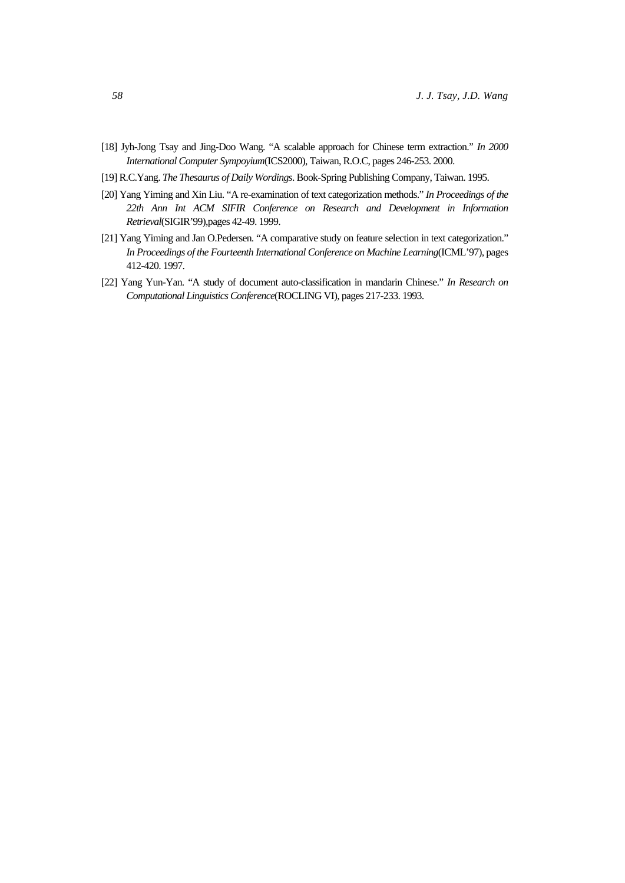[18] Jyh-Jong Tsay and Jing-Doo Wang. "A scalable approach for Chinese term extraction." *In 2000 International Computer Sympoyium*(ICS2000), Taiwan, R.O.C, pages 246-253. 2000.

[19] R.C.Yang. *The Thesaurus of Daily Wordings*. Book-Spring Publishing Company, Taiwan. 1995.

[20] Yang Yiming and Xin Liu. "A re-examination of text categorization methods." *In Proceedings of the 22th Ann Int ACM SIFIR Conference on Research and Development in Information Retrieval*(SIGIR'99),pages 42-49. 1999.

[21] Yang Yiming and Jan O.Pedersen. "A comparative study on feature selection in text categorization." *In Proceedings of the Fourteenth International Conference on Machine Learning*(ICML'97), pages 412-420. 1997.

[22] Yang Yun-Yan. "A study of document auto-classification in mandarin Chinese." *In Research on Computational Linguistics Conference*(ROCLING VI), pages 217-233. 1993.